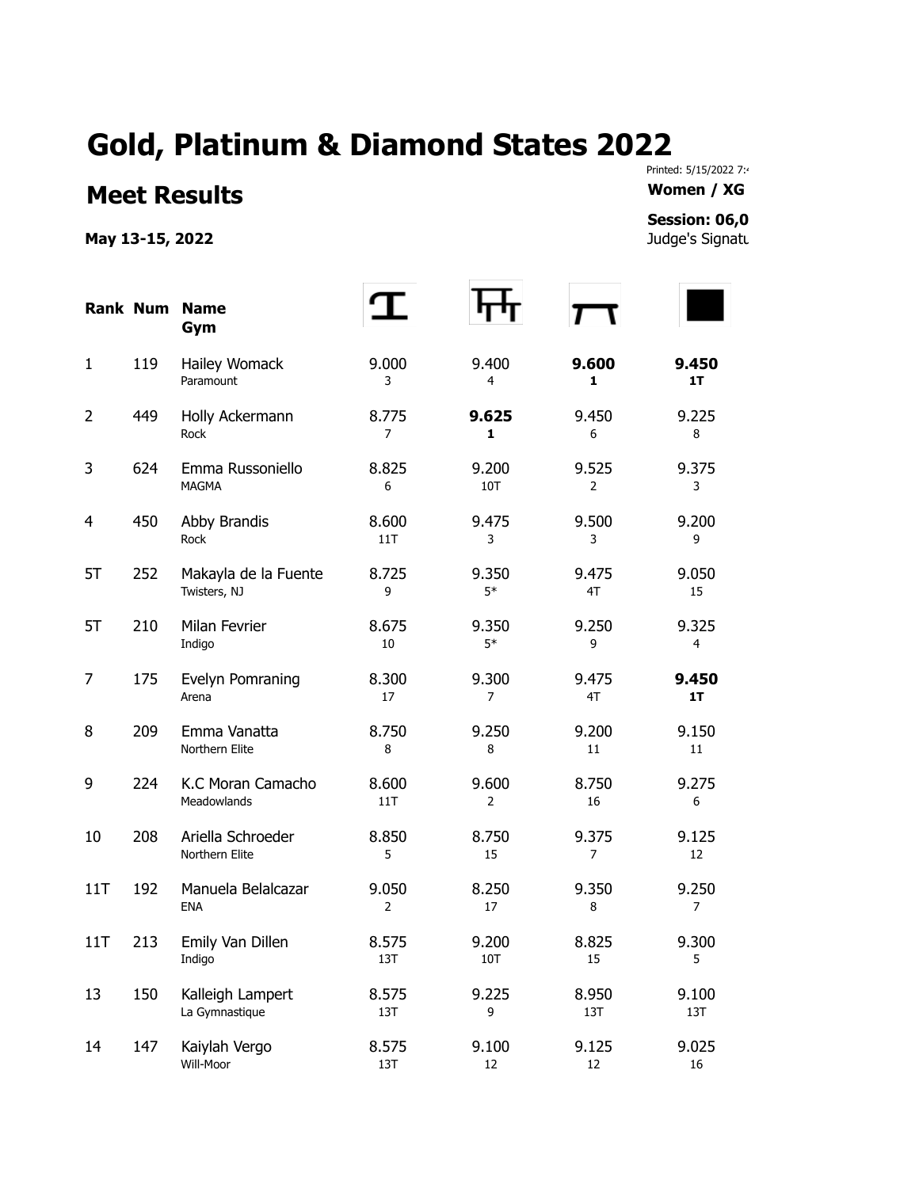# Gold, Platinum & Diamond States 2022

## Meet Results

**May 13-15, 2022**

Printed: 5/15/2022 7:

**Women / XG**

**Session: 06,0**

Judge's Signatu

| Rank | Num | Name<br>Gym | Vault | Bars | Beam | Floor |
|---|---|---|---|---|---|---|
| 1 | 119 | Hailey Womack<br>Paramount | 9.000<br>3 | 9.400<br>4 | **9.600**<br>**1** | **9.450**<br>**1T** |
| 2 | 449 | Holly Ackermann<br>Rock | 8.775<br>7 | **9.625**<br>**1** | 9.450<br>6 | 9.225<br>8 |
| 3 | 624 | Emma Russoniello<br>MAGMA | 8.825<br>6 | 9.200<br>10T | 9.525<br>2 | 9.375<br>3 |
| 4 | 450 | Abby Brandis<br>Rock | 8.600<br>11T | 9.475<br>3 | 9.500<br>3 | 9.200<br>9 |
| 5T | 252 | Makayla de la Fuente<br>Twisters, NJ | 8.725<br>9 | 9.350<br>5* | 9.475<br>4T | 9.050<br>15 |
| 5T | 210 | Milan Fevrier<br>Indigo | 8.675<br>10 | 9.350<br>5* | 9.250<br>9 | 9.325<br>4 |
| 7 | 175 | Evelyn Pomraning<br>Arena | 8.300<br>17 | 9.300<br>7 | 9.475<br>4T | **9.450**<br>**1T** |
| 8 | 209 | Emma Vanatta<br>Northern Elite | 8.750<br>8 | 9.250<br>8 | 9.200<br>11 | 9.150<br>11 |
| 9 | 224 | K.C Moran Camacho<br>Meadowlands | 8.600<br>11T | 9.600<br>2 | 8.750<br>16 | 9.275<br>6 |
| 10 | 208 | Ariella Schroeder<br>Northern Elite | 8.850<br>5 | 8.750<br>15 | 9.375<br>7 | 9.125<br>12 |
| 11T | 192 | Manuela Belalcazar<br>ENA | 9.050<br>2 | 8.250<br>17 | 9.350<br>8 | 9.250<br>7 |
| 11T | 213 | Emily Van Dillen<br>Indigo | 8.575<br>13T | 9.200<br>10T | 8.825<br>15 | 9.300<br>5 |
| 13 | 150 | Kalleigh Lampert<br>La Gymnastique | 8.575<br>13T | 9.225<br>9 | 8.950<br>13T | 9.100<br>13T |
| 14 | 147 | Kaiylah Vergo<br>Will-Moor | 8.575<br>13T | 9.100<br>12 | 9.125<br>12 | 9.025<br>16 |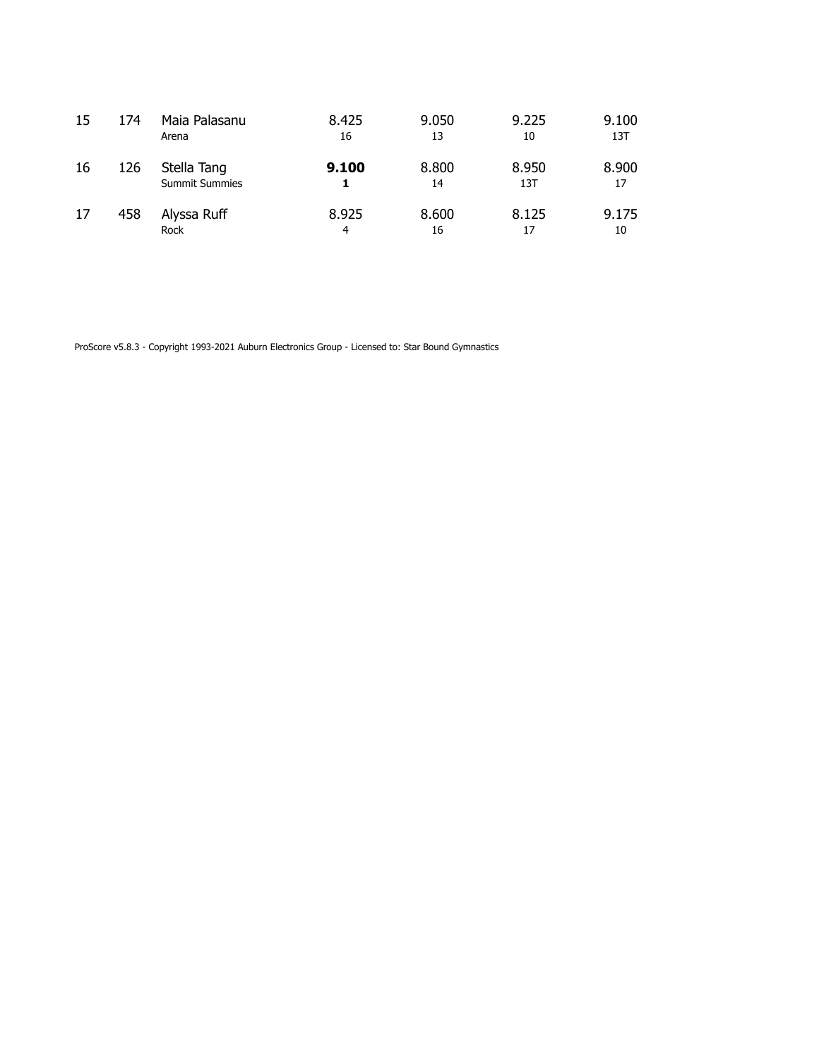| | | | | | | |
|---|---|---|---|---|---|---|
| 15 | 174 | Maia Palasanu<br>Arena | 8.425<br>16 | 9.050<br>13 | 9.225<br>10 | 9.100<br>13T |
| 16 | 126 | Stella Tang<br>Summit Summies | **9.100**<br>**1** | 8.800<br>14 | 8.950<br>13T | 8.900<br>17 |
| 17 | 458 | Alyssa Ruff<br>Rock | 8.925<br>4 | 8.600<br>16 | 8.125<br>17 | 9.175<br>10 |

ProScore v5.8.3 - Copyright 1993-2021 Auburn Electronics Group - Licensed to: Star Bound Gymnastics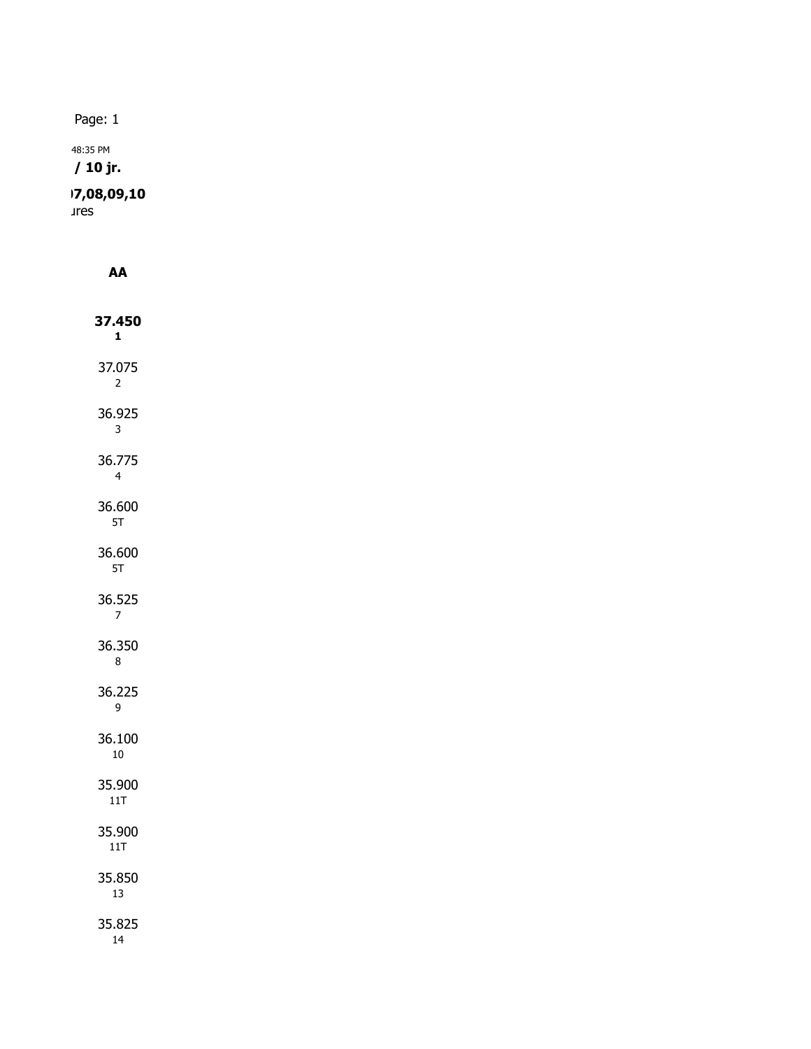Page: 1

48:35 PM

**/ 10 jr.**

**)7,08,09,10**

ures

| AA |
| --- |
| **37.450** **1** |
| 37.075 2 |
| 36.925 3 |
| 36.775 4 |
| 36.600 5T |
| 36.600 5T |
| 36.525 7 |
| 36.350 8 |
| 36.225 9 |
| 36.100 10 |
| 35.900 11T |
| 35.900 11T |
| 35.850 13 |
| 35.825 14 |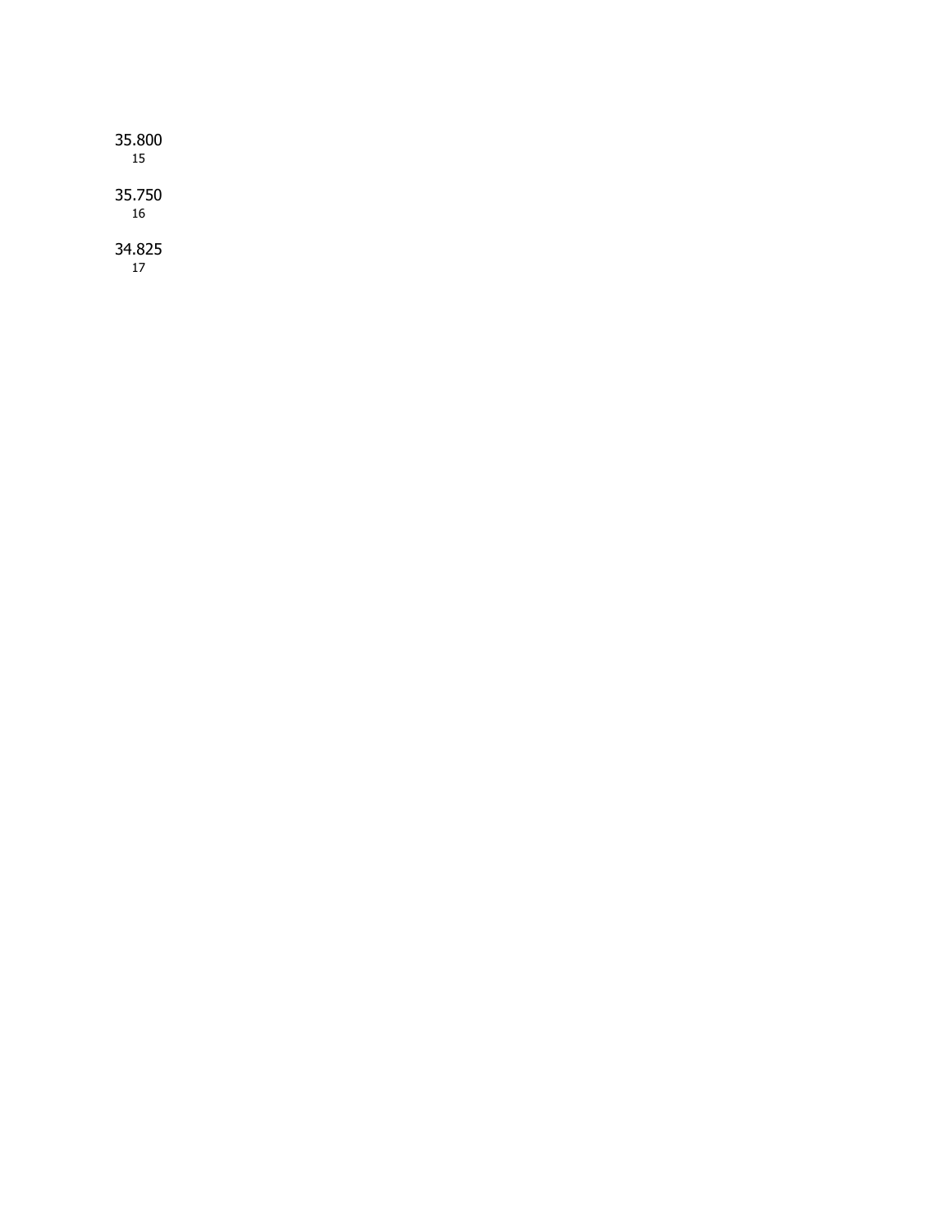35.800
15

35.750
16

34.825
17